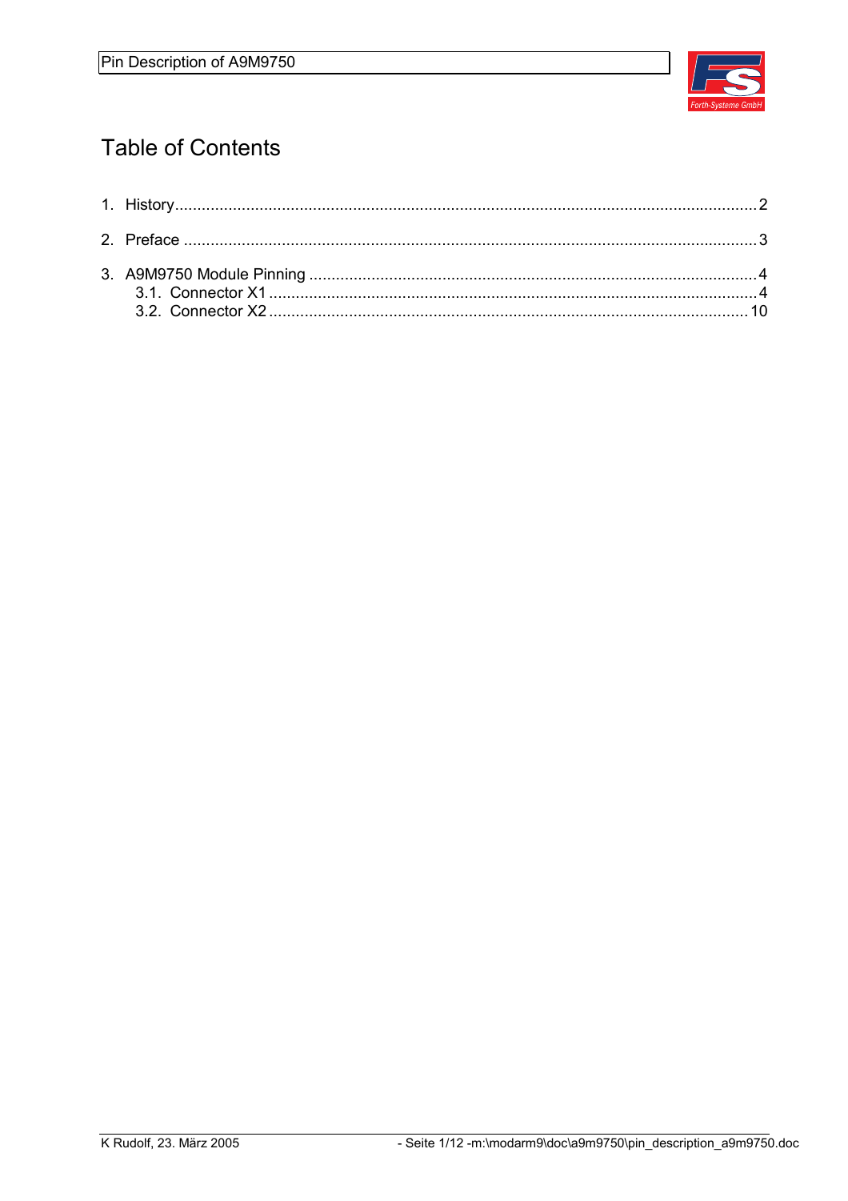# Table of Contents

1. History .......... 2

2. Preface .......... 3

3. A9M9750 Module Pinning .......... 4
   - 3.1. Connector X1 .......... 4
   - 3.2. Connector X2 .......... 10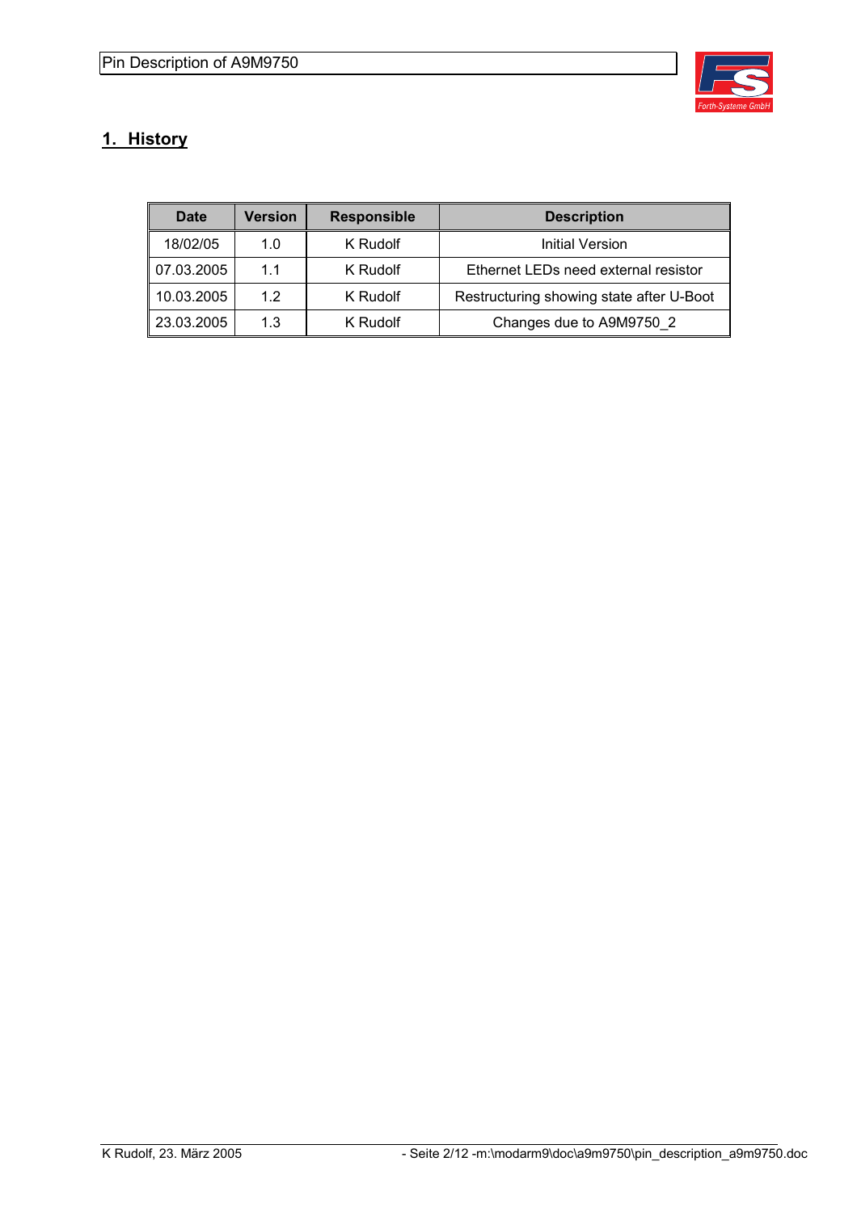## 1. History

| Date | Version | Responsible | Description |
|---|---|---|---|
| 18/02/05 | 1.0 | K Rudolf | Initial Version |
| 07.03.2005 | 1.1 | K Rudolf | Ethernet LEDs need external resistor |
| 10.03.2005 | 1.2 | K Rudolf | Restructuring showing state after U-Boot |
| 23.03.2005 | 1.3 | K Rudolf | Changes due to A9M9750_2 |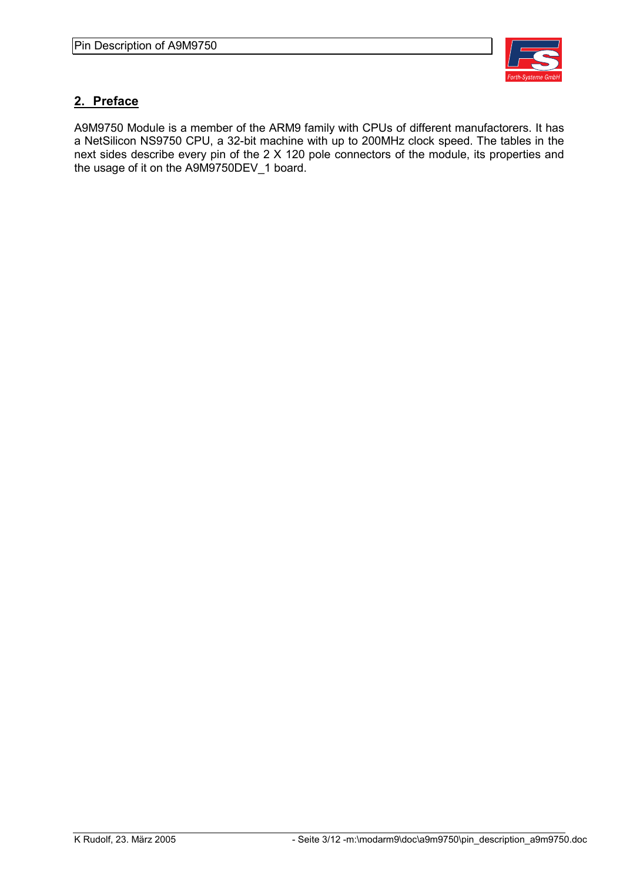## 2. Preface

A9M9750 Module is a member of the ARM9 family with CPUs of different manufactorers. It has a NetSilicon NS9750 CPU, a 32-bit machine with up to 200MHz clock speed. The tables in the next sides describe every pin of the 2 X 120 pole connectors of the module, its properties and the usage of it on the A9M9750DEV_1 board.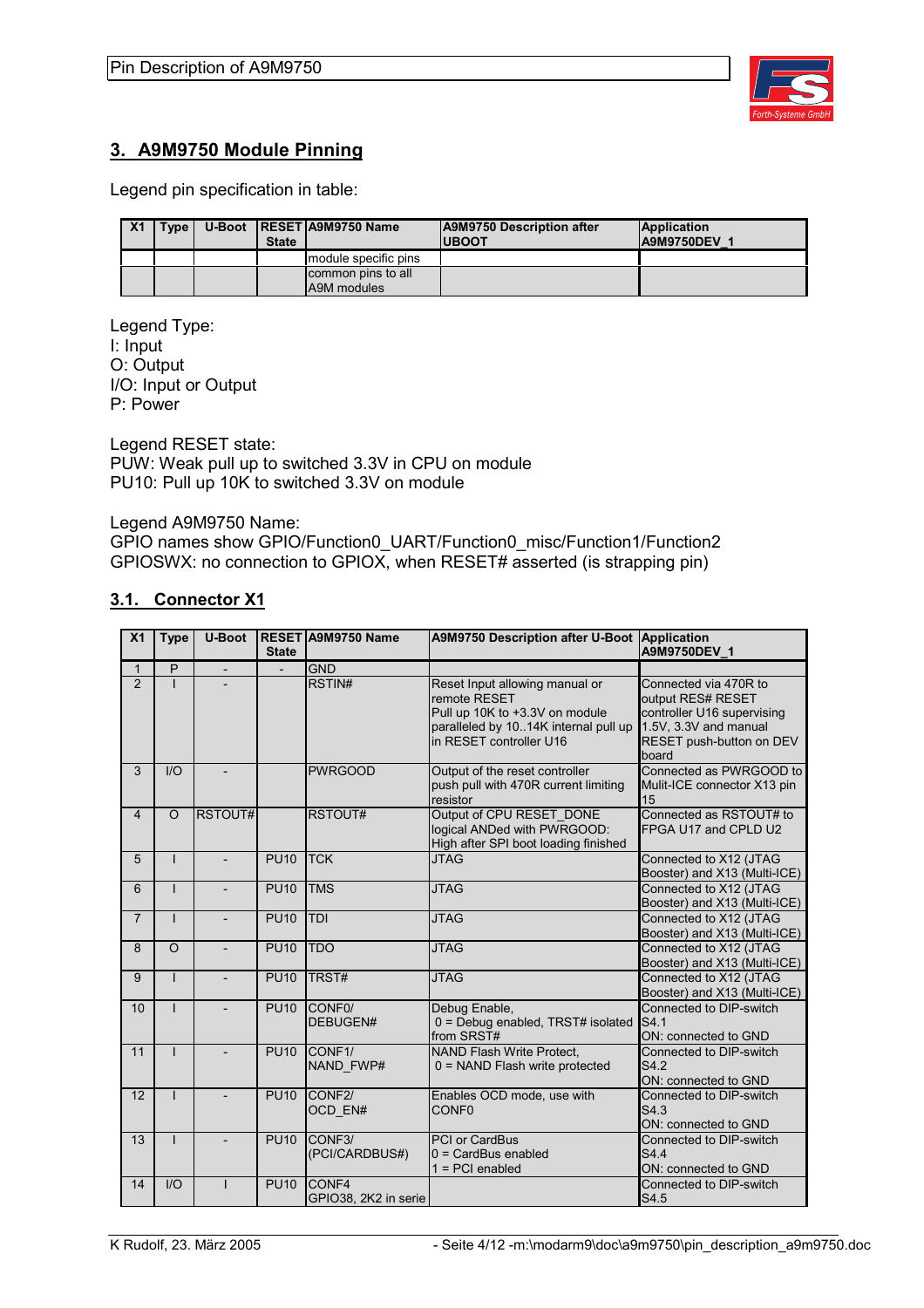## 3. A9M9750 Module Pinning

Legend pin specification in table:

| X1 | Type | U-Boot | RESET State | A9M9750 Name | A9M9750 Description after UBOOT | Application A9M9750DEV_1 |
|---|---|---|---|---|---|---|
| | | | | module specific pins | | |
| | | | | common pins to all A9M modules | | |

Legend Type:
I: Input
O: Output
I/O: Input or Output
P: Power

Legend RESET state:
PUW: Weak pull up to switched 3.3V in CPU on module
PU10: Pull up 10K to switched 3.3V on module

Legend A9M9750 Name:
GPIO names show GPIO/Function0_UART/Function0_misc/Function1/Function2
GPIOSWX: no connection to GPIOX, when RESET# asserted (is strapping pin)

### 3.1. Connector X1

| X1 | Type | U-Boot | RESET State | A9M9750 Name | A9M9750 Description after U-Boot | Application A9M9750DEV_1 |
|---|---|---|---|---|---|---|
| 1 | P | - | - | GND | | |
| 2 | I | - | | RSTIN# | Reset Input allowing manual or remote RESET Pull up 10K to +3.3V on module paralleled by 10..14K internal pull up in RESET controller U16 | Connected via 470R to output RES# RESET controller U16 supervising 1.5V, 3.3V and manual RESET push-button on DEV board |
| 3 | I/O | - | | PWRGOOD | Output of the reset controller push pull with 470R current limiting resistor | Connected as PWRGOOD to Mulit-ICE connector X13 pin 15 |
| 4 | O | RSTOUT# | | RSTOUT# | Output of CPU RESET_DONE logical ANDed with PWRGOOD: High after SPI boot loading finished | Connected as RSTOUT# to FPGA U17 and CPLD U2 |
| 5 | I | - | PU10 | TCK | JTAG | Connected to X12 (JTAG Booster) and X13 (Multi-ICE) |
| 6 | I | - | PU10 | TMS | JTAG | Connected to X12 (JTAG Booster) and X13 (Multi-ICE) |
| 7 | I | - | PU10 | TDI | JTAG | Connected to X12 (JTAG Booster) and X13 (Multi-ICE) |
| 8 | O | - | PU10 | TDO | JTAG | Connected to X12 (JTAG Booster) and X13 (Multi-ICE) |
| 9 | I | - | PU10 | TRST# | JTAG | Connected to X12 (JTAG Booster) and X13 (Multi-ICE) |
| 10 | I | - | PU10 | CONF0/ DEBUGEN# | Debug Enable, 0 = Debug enabled, TRST# isolated from SRST# | Connected to DIP-switch S4.1 ON: connected to GND |
| 11 | I | - | PU10 | CONF1/ NAND_FWP# | NAND Flash Write Protect, 0 = NAND Flash write protected | Connected to DIP-switch S4.2 ON: connected to GND |
| 12 | I | - | PU10 | CONF2/ OCD_EN# | Enables OCD mode, use with CONF0 | Connected to DIP-switch S4.3 ON: connected to GND |
| 13 | I | - | PU10 | CONF3/ (PCI/CARDBUS#) | PCI or CardBus 0 = CardBus enabled 1 = PCI enabled | Connected to DIP-switch S4.4 ON: connected to GND |
| 14 | I/O | I | PU10 | CONF4 GPIO38, 2K2 in serie | | Connected to DIP-switch S4.5 |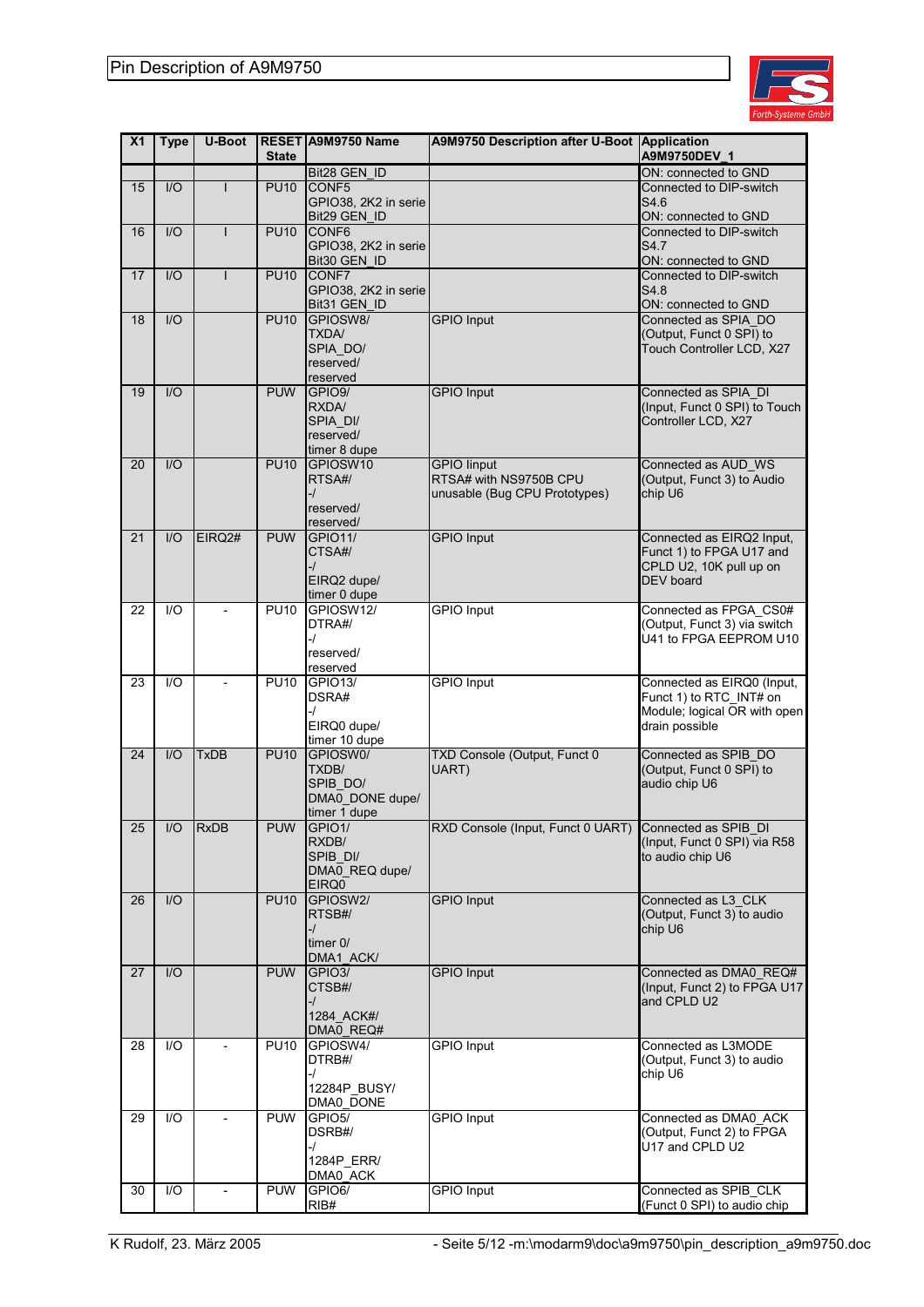| X1 | Type | U-Boot | RESET State | A9M9750 Name | A9M9750 Description after U-Boot | Application A9M9750DEV_1 |
|---|---|---|---|---|---|---|
| | | | | Bit28 GEN_ID | | ON: connected to GND |
| 15 | I/O | I | PU10 | CONF5 GPIO38, 2K2 in serie Bit29 GEN_ID | | Connected to DIP-switch S4.6 ON: connected to GND |
| 16 | I/O | I | PU10 | CONF6 GPIO38, 2K2 in serie Bit30 GEN_ID | | Connected to DIP-switch S4.7 ON: connected to GND |
| 17 | I/O | I | PU10 | CONF7 GPIO38, 2K2 in serie Bit31 GEN_ID | | Connected to DIP-switch S4.8 ON: connected to GND |
| 18 | I/O | | PU10 | GPIOSW8/ TXDA/ SPIA_DO/ reserved/ reserved | GPIO Input | Connected as SPIA_DO (Output, Funct 0 SPI) to Touch Controller LCD, X27 |
| 19 | I/O | | PUW | GPIO9/ RXDA/ SPIA_DI/ reserved/ timer 8 dupe | GPIO Input | Connected as SPIA_DI (Input, Funct 0 SPI) to Touch Controller LCD, X27 |
| 20 | I/O | | PU10 | GPIOSW10 RTSA#/ -/ reserved/ reserved/ | GPIO Iinput RTSA# with NS9750B CPU unusable (Bug CPU Prototypes) | Connected as AUD_WS (Output, Funct 3) to Audio chip U6 |
| 21 | I/O | EIRQ2# | PUW | GPIO11/ CTSA#/ -/ EIRQ2 dupe/ timer 0 dupe | GPIO Input | Connected as EIRQ2 Input, Funct 1) to FPGA U17 and CPLD U2, 10K pull up on DEV board |
| 22 | I/O | - | PU10 | GPIOSW12/ DTRA#/ -/ reserved/ reserved | GPIO Input | Connected as FPGA_CS0# (Output, Funct 3) via switch U41 to FPGA EEPROM U10 |
| 23 | I/O | - | PU10 | GPIO13/ DSRA# -/ EIRQ0 dupe/ timer 10 dupe | GPIO Input | Connected as EIRQ0 (Input, Funct 1) to RTC_INT# on Module; logical OR with open drain possible |
| 24 | I/O | TxDB | PU10 | GPIOSW0/ TXDB/ SPIB_DO/ DMA0_DONE dupe/ timer 1 dupe | TXD Console (Output, Funct 0 UART) | Connected as SPIB_DO (Output, Funct 0 SPI) to audio chip U6 |
| 25 | I/O | RxDB | PUW | GPIO1/ RXDB/ SPIB_DI/ DMA0_REQ dupe/ EIRQ0 | RXD Console (Input, Funct 0 UART) | Connected as SPIB_DI (Input, Funct 0 SPI) via R58 to audio chip U6 |
| 26 | I/O | | PU10 | GPIOSW2/ RTSB#/ -/ timer 0/ DMA1_ACK/ | GPIO Input | Connected as L3_CLK (Output, Funct 3) to audio chip U6 |
| 27 | I/O | | PUW | GPIO3/ CTSB#/ -/ 1284_ACK#/ DMA0_REQ# | GPIO Input | Connected as DMA0_REQ# (Input, Funct 2) to FPGA U17 and CPLD U2 |
| 28 | I/O | - | PU10 | GPIOSW4/ DTRB#/ -/ 12284P_BUSY/ DMA0_DONE | GPIO Input | Connected as L3MODE (Output, Funct 3) to audio chip U6 |
| 29 | I/O | - | PUW | GPIO5/ DSRB#/ -/ 1284P_ERR/ DMA0_ACK | GPIO Input | Connected as DMA0_ACK (Output, Funct 2) to FPGA U17 and CPLD U2 |
| 30 | I/O | - | PUW | GPIO6/ RIB# | GPIO Input | Connected as SPIB_CLK (Funct 0 SPI) to audio chip |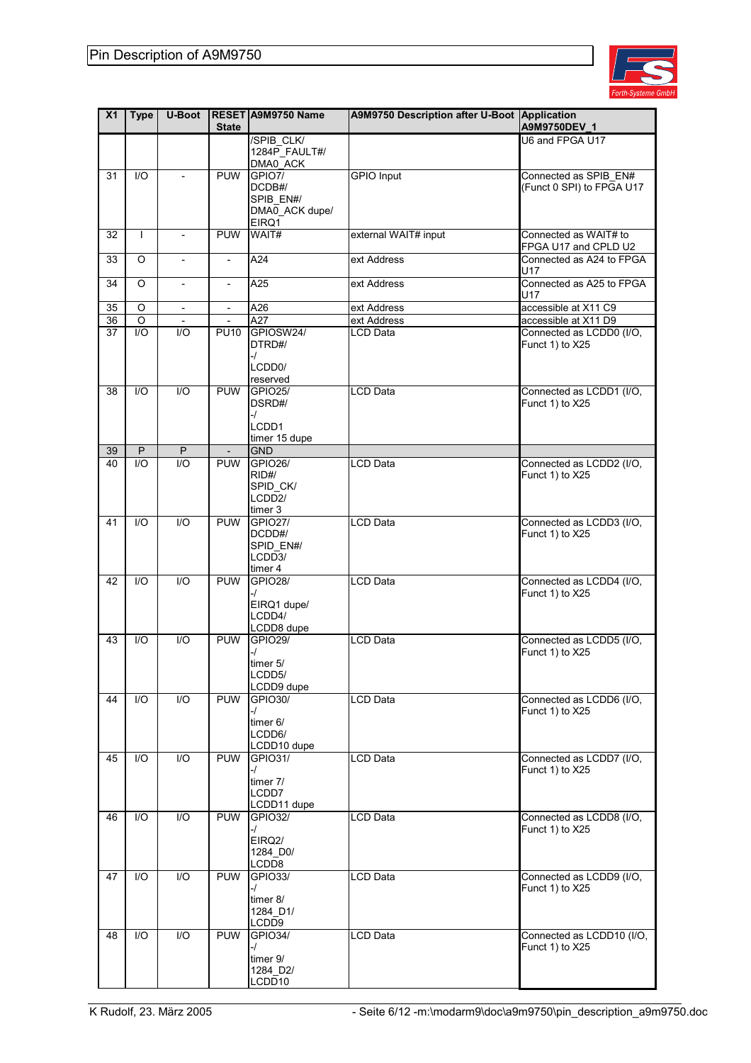| X1 | Type | U-Boot | RESET State | A9M9750 Name | A9M9750 Description after U-Boot | Application A9M9750DEV_1 |
|---|---|---|---|---|---|---|
| | | | | /SPIB_CLK/ 1284P_FAULT#/ DMA0_ACK | | U6 and FPGA U17 |
| 31 | I/O | - | PUW | GPIO7/ DCDB#/ SPIB_EN#/ DMA0_ACK dupe/ EIRQ1 | GPIO Input | Connected as SPIB_EN# (Funct 0 SPI) to FPGA U17 |
| 32 | I | - | PUW | WAIT# | external WAIT# input | Connected as WAIT# to FPGA U17 and CPLD U2 |
| 33 | O | - | - | A24 | ext Address | Connected as A24 to FPGA U17 |
| 34 | O | - | - | A25 | ext Address | Connected as A25 to FPGA U17 |
| 35 | O | - | - | A26 | ext Address | accessible at X11 C9 |
| 36 | O | - | - | A27 | ext Address | accessible at X11 D9 |
| 37 | I/O | I/O | PU10 | GPIOSW24/ DTRD#/ -/ LCDD0/ reserved | LCD Data | Connected as LCDD0 (I/O, Funct 1) to X25 |
| 38 | I/O | I/O | PUW | GPIO25/ DSRD#/ -/ LCDD1 timer 15 dupe | LCD Data | Connected as LCDD1 (I/O, Funct 1) to X25 |
| 39 | P | P | - | GND | | |
| 40 | I/O | I/O | PUW | GPIO26/ RID#/ SPID_CK/ LCDD2/ timer 3 | LCD Data | Connected as LCDD2 (I/O, Funct 1) to X25 |
| 41 | I/O | I/O | PUW | GPIO27/ DCDD#/ SPID_EN#/ LCDD3/ timer 4 | LCD Data | Connected as LCDD3 (I/O, Funct 1) to X25 |
| 42 | I/O | I/O | PUW | GPIO28/ -/ EIRQ1 dupe/ LCDD4/ LCDD8 dupe | LCD Data | Connected as LCDD4 (I/O, Funct 1) to X25 |
| 43 | I/O | I/O | PUW | GPIO29/ -/ timer 5/ LCDD5/ LCDD9 dupe | LCD Data | Connected as LCDD5 (I/O, Funct 1) to X25 |
| 44 | I/O | I/O | PUW | GPIO30/ -/ timer 6/ LCDD6/ LCDD10 dupe | LCD Data | Connected as LCDD6 (I/O, Funct 1) to X25 |
| 45 | I/O | I/O | PUW | GPIO31/ -/ timer 7/ LCDD7 LCDD11 dupe | LCD Data | Connected as LCDD7 (I/O, Funct 1) to X25 |
| 46 | I/O | I/O | PUW | GPIO32/ -/ EIRQ2/ 1284_D0/ LCDD8 | LCD Data | Connected as LCDD8 (I/O, Funct 1) to X25 |
| 47 | I/O | I/O | PUW | GPIO33/ -/ timer 8/ 1284_D1/ LCDD9 | LCD Data | Connected as LCDD9 (I/O, Funct 1) to X25 |
| 48 | I/O | I/O | PUW | GPIO34/ -/ timer 9/ 1284_D2/ LCDD10 | LCD Data | Connected as LCDD10 (I/O, Funct 1) to X25 |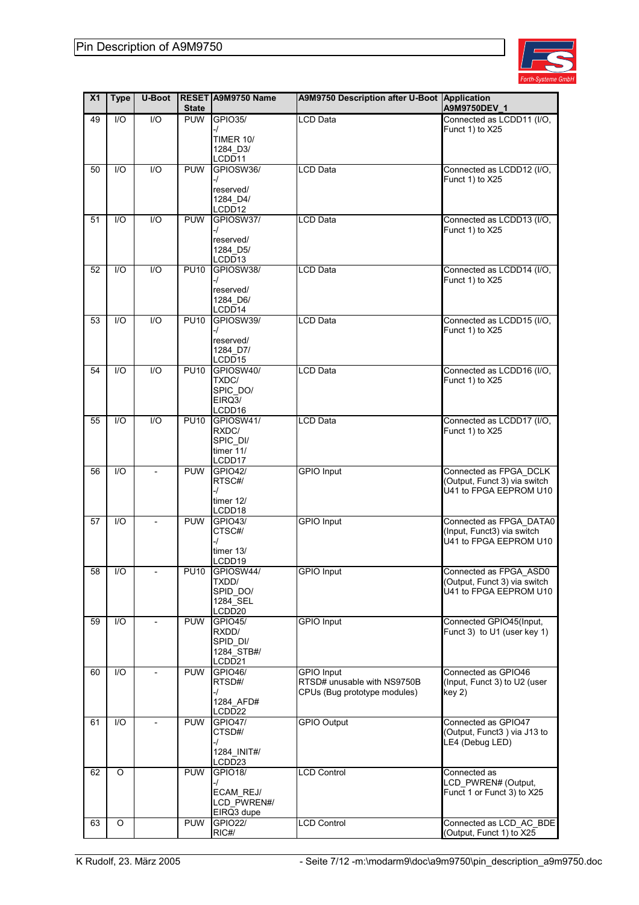# Pin Description of A9M9750

| X1 | Type | U-Boot | RESET State | A9M9750 Name | A9M9750 Description after U-Boot | Application A9M9750DEV_1 |
|---|---|---|---|---|---|---|
| 49 | I/O | I/O | PUW | GPIO35/ -/ TIMER 10/ 1284_D3/ LCDD11 | LCD Data | Connected as LCDD11 (I/O, Funct 1) to X25 |
| 50 | I/O | I/O | PUW | GPIOSW36/ -/ reserved/ 1284_D4/ LCDD12 | LCD Data | Connected as LCDD12 (I/O, Funct 1) to X25 |
| 51 | I/O | I/O | PUW | GPIOSW37/ -/ reserved/ 1284_D5/ LCDD13 | LCD Data | Connected as LCDD13 (I/O, Funct 1) to X25 |
| 52 | I/O | I/O | PU10 | GPIOSW38/ -/ reserved/ 1284_D6/ LCDD14 | LCD Data | Connected as LCDD14 (I/O, Funct 1) to X25 |
| 53 | I/O | I/O | PU10 | GPIOSW39/ -/ reserved/ 1284_D7/ LCDD15 | LCD Data | Connected as LCDD15 (I/O, Funct 1) to X25 |
| 54 | I/O | I/O | PU10 | GPIOSW40/ TXDC/ SPIC_DO/ EIRQ3/ LCDD16 | LCD Data | Connected as LCDD16 (I/O, Funct 1) to X25 |
| 55 | I/O | I/O | PU10 | GPIOSW41/ RXDC/ SPIC_DI/ timer 11/ LCDD17 | LCD Data | Connected as LCDD17 (I/O, Funct 1) to X25 |
| 56 | I/O | - | PUW | GPIO42/ RTSC#/ -/ timer 12/ LCDD18 | GPIO Input | Connected as FPGA_DCLK (Output, Funct 3) via switch U41 to FPGA EEPROM U10 |
| 57 | I/O | - | PUW | GPIO43/ CTSC#/ -/ timer 13/ LCDD19 | GPIO Input | Connected as FPGA_DATA0 (Input, Funct3) via switch U41 to FPGA EEPROM U10 |
| 58 | I/O | - | PU10 | GPIOSW44/ TXDD/ SPID_DO/ 1284_SEL LCDD20 | GPIO Input | Connected as FPGA_ASD0 (Output, Funct 3) via switch U41 to FPGA EEPROM U10 |
| 59 | I/O | - | PUW | GPIO45/ RXDD/ SPID_DI/ 1284_STB#/ LCDD21 | GPIO Input | Connected GPIO45(Input, Funct 3) to U1 (user key 1) |
| 60 | I/O | - | PUW | GPIO46/ RTSD#/ -/ 1284_AFD# LCDD22 | GPIO Input RTSD# unusable with NS9750B CPUs (Bug prototype modules) | Connected as GPIO46 (Input, Funct 3) to U2 (user key 2) |
| 61 | I/O | - | PUW | GPIO47/ CTSD#/ -/ 1284_INIT#/ LCDD23 | GPIO Output | Connected as GPIO47 (Output, Funct3 ) via J13 to LE4 (Debug LED) |
| 62 | O | | PUW | GPIO18/ -/ ECAM_REJ/ LCD_PWREN#/ EIRQ3 dupe | LCD Control | Connected as LCD_PWREN# (Output, Funct 1 or Funct 3) to X25 |
| 63 | O | | PUW | GPIO22/ RIC#/ | LCD Control | Connected as LCD_AC_BDE (Output, Funct 1) to X25 |

K Rudolf, 23. März 2005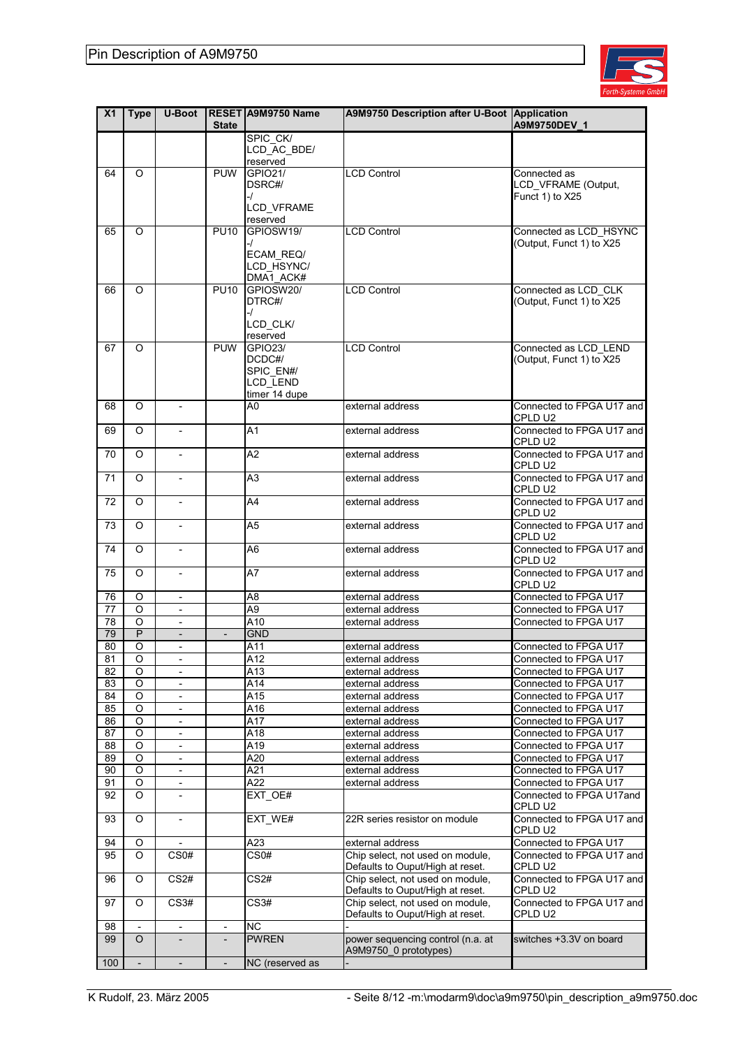| X1 | Type | U-Boot | RESET State | A9M9750 Name | A9M9750 Description after U-Boot | Application A9M9750DEV_1 |
|---|---|---|---|---|---|---|
| | | | | SPIC_CK/ LCD_AC_BDE/ reserved | | |
| 64 | O | | PUW | GPIO21/ DSRC#/ -/ LCD_VFRAME reserved | LCD Control | Connected as LCD_VFRAME (Output, Funct 1) to X25 |
| 65 | O | | PU10 | GPIOSW19/ -/ ECAM_REQ/ LCD_HSYNC/ DMA1_ACK# | LCD Control | Connected as LCD_HSYNC (Output, Funct 1) to X25 |
| 66 | O | | PU10 | GPIOSW20/ DTRC#/ -/ LCD_CLK/ reserved | LCD Control | Connected as LCD_CLK (Output, Funct 1) to X25 |
| 67 | O | | PUW | GPIO23/ DCDC#/ SPIC_EN#/ LCD_LEND timer 14 dupe | LCD Control | Connected as LCD_LEND (Output, Funct 1) to X25 |
| 68 | O | - | | A0 | external address | Connected to FPGA U17 and CPLD U2 |
| 69 | O | - | | A1 | external address | Connected to FPGA U17 and CPLD U2 |
| 70 | O | - | | A2 | external address | Connected to FPGA U17 and CPLD U2 |
| 71 | O | - | | A3 | external address | Connected to FPGA U17 and CPLD U2 |
| 72 | O | - | | A4 | external address | Connected to FPGA U17 and CPLD U2 |
| 73 | O | - | | A5 | external address | Connected to FPGA U17 and CPLD U2 |
| 74 | O | - | | A6 | external address | Connected to FPGA U17 and CPLD U2 |
| 75 | O | - | | A7 | external address | Connected to FPGA U17 and CPLD U2 |
| 76 | O | - | | A8 | external address | Connected to FPGA U17 |
| 77 | O | - | | A9 | external address | Connected to FPGA U17 |
| 78 | O | - | | A10 | external address | Connected to FPGA U17 |
| 79 | P | - | - | GND | | |
| 80 | O | - | | A11 | external address | Connected to FPGA U17 |
| 81 | O | - | | A12 | external address | Connected to FPGA U17 |
| 82 | O | - | | A13 | external address | Connected to FPGA U17 |
| 83 | O | - | | A14 | external address | Connected to FPGA U17 |
| 84 | O | - | | A15 | external address | Connected to FPGA U17 |
| 85 | O | - | | A16 | external address | Connected to FPGA U17 |
| 86 | O | - | | A17 | external address | Connected to FPGA U17 |
| 87 | O | - | | A18 | external address | Connected to FPGA U17 |
| 88 | O | - | | A19 | external address | Connected to FPGA U17 |
| 89 | O | - | | A20 | external address | Connected to FPGA U17 |
| 90 | O | - | | A21 | external address | Connected to FPGA U17 |
| 91 | O | - | | A22 | external address | Connected to FPGA U17 |
| 92 | O | - | | EXT_OE# | | Connected to FPGA U17and CPLD U2 |
| 93 | O | - | | EXT_WE# | 22R series resistor on module | Connected to FPGA U17 and CPLD U2 |
| 94 | O | - | | A23 | external address | Connected to FPGA U17 |
| 95 | O | CS0# | | CS0# | Chip select, not used on module, Defaults to Ouput/High at reset. | Connected to FPGA U17 and CPLD U2 |
| 96 | O | CS2# | | CS2# | Chip select, not used on module, Defaults to Ouput/High at reset. | Connected to FPGA U17 and CPLD U2 |
| 97 | O | CS3# | | CS3# | Chip select, not used on module, Defaults to Ouput/High at reset. | Connected to FPGA U17 and CPLD U2 |
| 98 | - | - | - | NC | - | |
| 99 | O | - | - | PWREN | power sequencing control (n.a. at A9M9750_0 prototypes) | switches +3.3V on board |
| 100 | - | - | - | NC (reserved as | - | |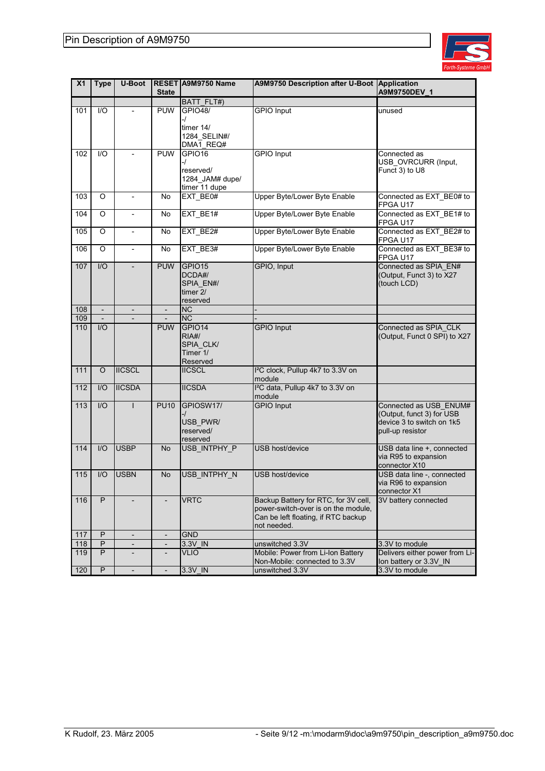| X1 | Type | U-Boot | RESET State | A9M9750 Name | A9M9750 Description after U-Boot | Application A9M9750DEV_1 |
|---|---|---|---|---|---|---|
| | | | | BATT_FLT#) | | |
| 101 | I/O | - | PUW | GPIO48/ -/ timer 14/ 1284_SELIN#/ DMA1_REQ# | GPIO Input | unused |
| 102 | I/O | - | PUW | GPIO16 -/ reserved/ 1284_JAM# dupe/ timer 11 dupe | GPIO Input | Connected as USB_OVRCURR (Input, Funct 3) to U8 |
| 103 | O | - | No | EXT_BE0# | Upper Byte/Lower Byte Enable | Connected as EXT_BE0# to FPGA U17 |
| 104 | O | - | No | EXT_BE1# | Upper Byte/Lower Byte Enable | Connected as EXT_BE1# to FPGA U17 |
| 105 | O | - | No | EXT_BE2# | Upper Byte/Lower Byte Enable | Connected as EXT_BE2# to FPGA U17 |
| 106 | O | - | No | EXT_BE3# | Upper Byte/Lower Byte Enable | Connected as EXT_BE3# to FPGA U17 |
| 107 | I/O | - | PUW | GPIO15 DCDA#/ SPIA_EN#/ timer 2/ reserved | GPIO, Input | Connected as SPIA_EN# (Output, Funct 3) to X27 (touch LCD) |
| 108 | - | - | - | NC | - | |
| 109 | - | - | - | NC | - | |
| 110 | I/O | | PUW | GPIO14 RIA#/ SPIA_CLK/ Timer 1/ Reserved | GPIO Input | Connected as SPIA_CLK (Output, Funct 0 SPI) to X27 |
| 111 | O | IICSCL | | IICSCL | I²C clock, Pullup 4k7 to 3.3V on module | |
| 112 | I/O | IICSDA | | IICSDA | I²C data, Pullup 4k7 to 3.3V on module | |
| 113 | I/O | I | PU10 | GPIOSW17/ -/ USB_PWR/ reserved/ reserved | GPIO Input | Connected as USB_ENUM# (Output, funct 3) for USB device 3 to switch on 1k5 pull-up resistor |
| 114 | I/O | USBP | No | USB_INTPHY_P | USB host/device | USB data line +, connected via R95 to expansion connector X10 |
| 115 | I/O | USBN | No | USB_INTPHY_N | USB host/device | USB data line -, connected via R96 to expansion connector X1 |
| 116 | P | - | - | VRTC | Backup Battery for RTC, for 3V cell, power-switch-over is on the module, Can be left floating, if RTC backup not needed. | 3V battery connected |
| 117 | P | - | - | GND | | |
| 118 | P | - | - | 3.3V_IN | unswitched 3.3V | 3.3V to module |
| 119 | P | - | - | VLIO | Mobile: Power from Li-Ion Battery Non-Mobile: connected to 3.3V | Delivers either power from Li-Ion battery or 3.3V_IN |
| 120 | P | - | - | 3.3V_IN | unswitched 3.3V | 3.3V to module |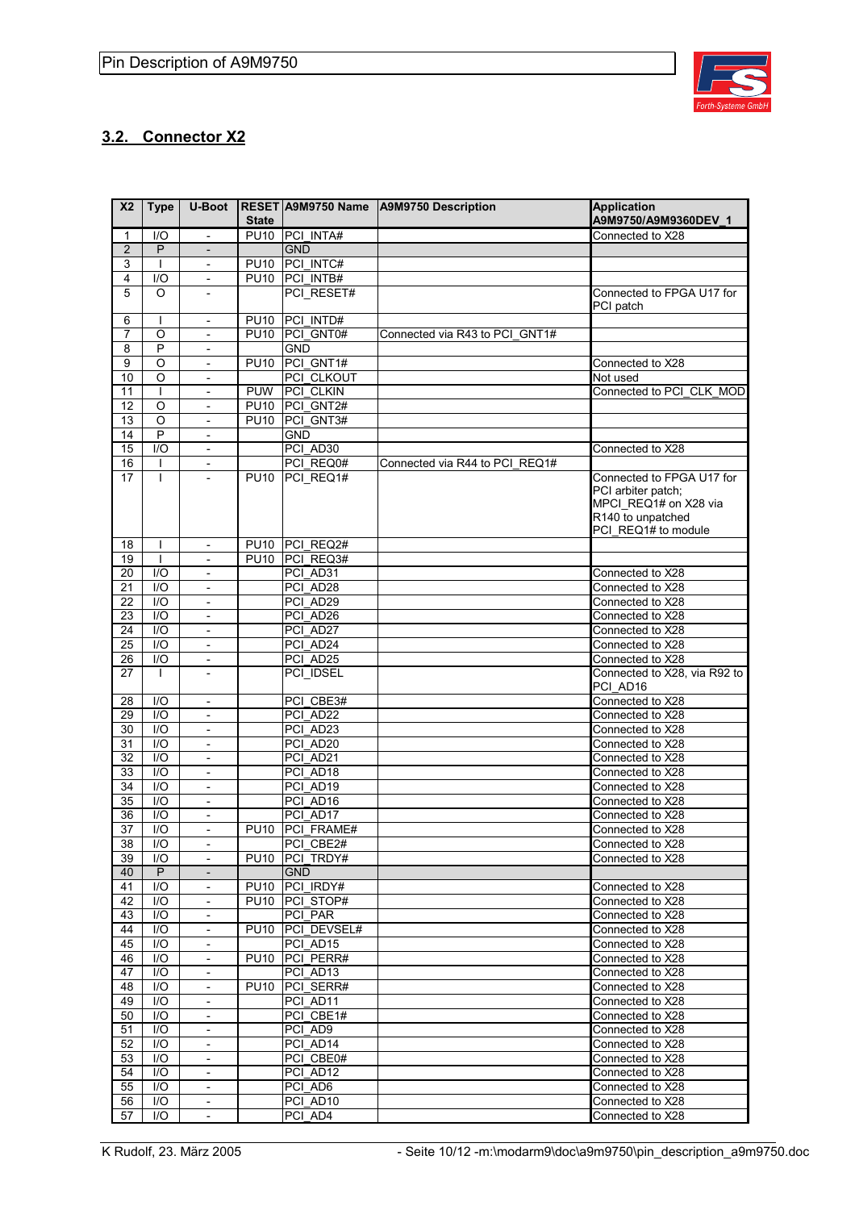## 3.2. Connector X2

| X2 | Type | U-Boot | RESET State | A9M9750 Name | A9M9750 Description | Application A9M9750/A9M9360DEV_1 |
|---|---|---|---|---|---|---|
| 1 | I/O | - | PU10 | PCI_INTA# | | Connected to X28 |
| 2 | P | - | | GND | | |
| 3 | I | - | PU10 | PCI_INTC# | | |
| 4 | I/O | - | PU10 | PCI_INTB# | | |
| 5 | O | - | | PCI_RESET# | | Connected to FPGA U17 for PCI patch |
| 6 | I | - | PU10 | PCI_INTD# | | |
| 7 | O | - | PU10 | PCI_GNT0# | Connected via R43 to PCI_GNT1# | |
| 8 | P | - | | GND | | |
| 9 | O | - | PU10 | PCI_GNT1# | | Connected to X28 |
| 10 | O | - | | PCI_CLKOUT | | Not used |
| 11 | I | - | PUW | PCI_CLKIN | | Connected to PCI_CLK_MOD |
| 12 | O | - | PU10 | PCI_GNT2# | | |
| 13 | O | - | PU10 | PCI_GNT3# | | |
| 14 | P | - | | GND | | |
| 15 | I/O | - | | PCI_AD30 | | Connected to X28 |
| 16 | I | - | | PCI_REQ0# | Connected via R44 to PCI_REQ1# | |
| 17 | I | - | PU10 | PCI_REQ1# | | Connected to FPGA U17 for PCI arbiter patch; MPCI_REQ1# on X28 via R140 to unpatched PCI_REQ1# to module |
| 18 | I | - | PU10 | PCI_REQ2# | | |
| 19 | I | - | PU10 | PCI_REQ3# | | |
| 20 | I/O | - | | PCI_AD31 | | Connected to X28 |
| 21 | I/O | - | | PCI_AD28 | | Connected to X28 |
| 22 | I/O | - | | PCI_AD29 | | Connected to X28 |
| 23 | I/O | - | | PCI_AD26 | | Connected to X28 |
| 24 | I/O | - | | PCI_AD27 | | Connected to X28 |
| 25 | I/O | - | | PCI_AD24 | | Connected to X28 |
| 26 | I/O | - | | PCI_AD25 | | Connected to X28 |
| 27 | I | - | | PCI_IDSEL | | Connected to X28, via R92 to PCI_AD16 |
| 28 | I/O | - | | PCI_CBE3# | | Connected to X28 |
| 29 | I/O | - | | PCI_AD22 | | Connected to X28 |
| 30 | I/O | - | | PCI_AD23 | | Connected to X28 |
| 31 | I/O | - | | PCI_AD20 | | Connected to X28 |
| 32 | I/O | - | | PCI_AD21 | | Connected to X28 |
| 33 | I/O | - | | PCI_AD18 | | Connected to X28 |
| 34 | I/O | - | | PCI_AD19 | | Connected to X28 |
| 35 | I/O | - | | PCI_AD16 | | Connected to X28 |
| 36 | I/O | - | | PCI_AD17 | | Connected to X28 |
| 37 | I/O | - | PU10 | PCI_FRAME# | | Connected to X28 |
| 38 | I/O | - | | PCI_CBE2# | | Connected to X28 |
| 39 | I/O | - | PU10 | PCI_TRDY# | | Connected to X28 |
| 40 | P | - | | GND | | |
| 41 | I/O | - | PU10 | PCI_IRDY# | | Connected to X28 |
| 42 | I/O | - | PU10 | PCI_STOP# | | Connected to X28 |
| 43 | I/O | - | | PCI_PAR | | Connected to X28 |
| 44 | I/O | - | PU10 | PCI_DEVSEL# | | Connected to X28 |
| 45 | I/O | - | | PCI_AD15 | | Connected to X28 |
| 46 | I/O | - | PU10 | PCI_PERR# | | Connected to X28 |
| 47 | I/O | - | | PCI_AD13 | | Connected to X28 |
| 48 | I/O | - | PU10 | PCI_SERR# | | Connected to X28 |
| 49 | I/O | - | | PCI_AD11 | | Connected to X28 |
| 50 | I/O | - | | PCI_CBE1# | | Connected to X28 |
| 51 | I/O | - | | PCI_AD9 | | Connected to X28 |
| 52 | I/O | - | | PCI_AD14 | | Connected to X28 |
| 53 | I/O | - | | PCI_CBE0# | | Connected to X28 |
| 54 | I/O | - | | PCI_AD12 | | Connected to X28 |
| 55 | I/O | - | | PCI_AD6 | | Connected to X28 |
| 56 | I/O | - | | PCI_AD10 | | Connected to X28 |
| 57 | I/O | - | | PCI_AD4 | | Connected to X28 |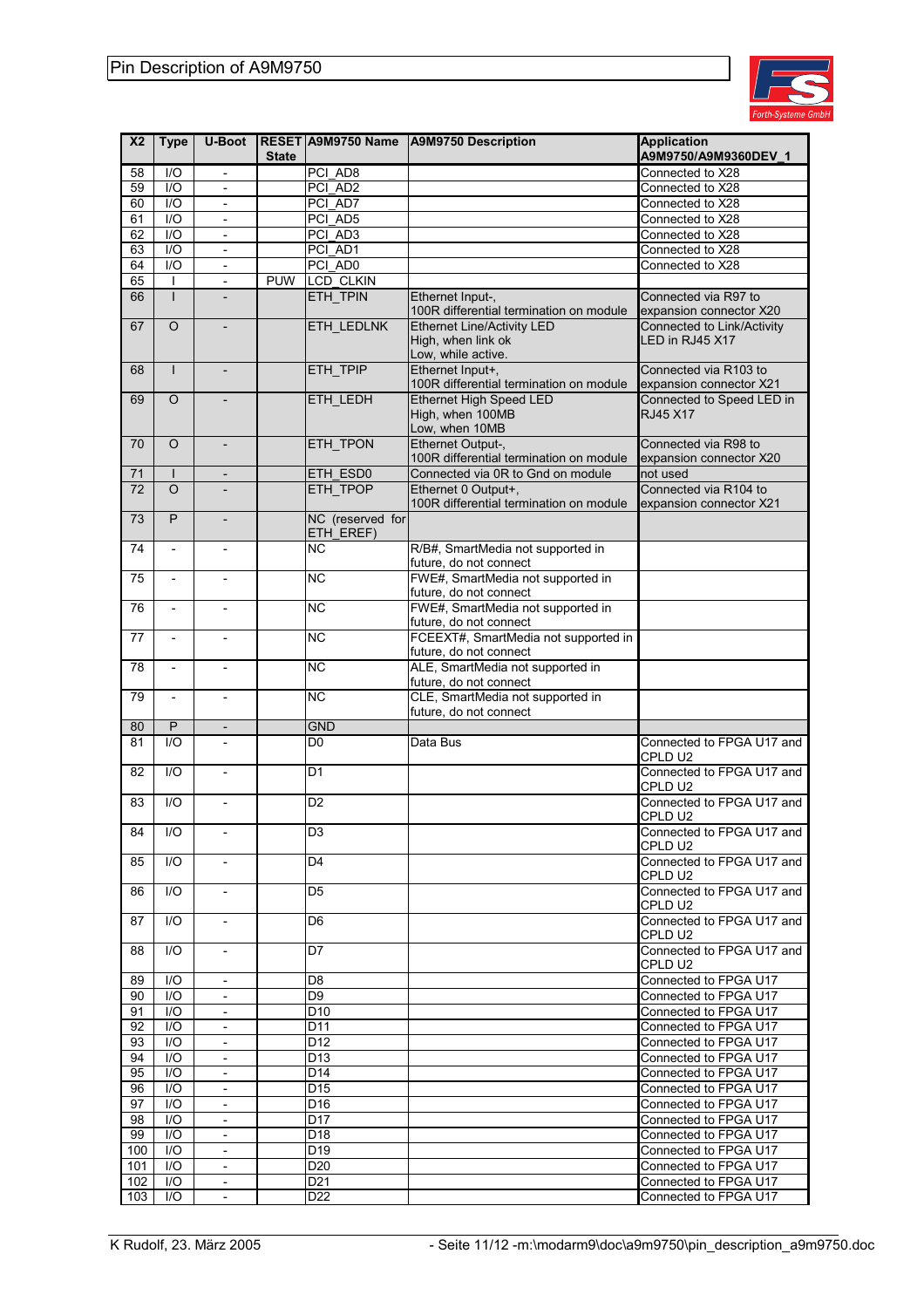| X2 | Type | U-Boot | RESET State | A9M9750 Name | A9M9750 Description | Application A9M9750/A9M9360DEV_1 |
|---|---|---|---|---|---|---|
| 58 | I/O | - | | PCI_AD8 | | Connected to X28 |
| 59 | I/O | - | | PCI_AD2 | | Connected to X28 |
| 60 | I/O | - | | PCI_AD7 | | Connected to X28 |
| 61 | I/O | - | | PCI_AD5 | | Connected to X28 |
| 62 | I/O | - | | PCI_AD3 | | Connected to X28 |
| 63 | I/O | - | | PCI_AD1 | | Connected to X28 |
| 64 | I/O | - | | PCI_AD0 | | Connected to X28 |
| 65 | I | - | PUW | LCD_CLKIN | | |
| 66 | I | - | | ETH_TPIN | Ethernet Input-, 100R differential termination on module | Connected via R97 to expansion connector X20 |
| 67 | O | - | | ETH_LEDLNK | Ethernet Line/Activity LED High, when link ok Low, while active. | Connected to Link/Activity LED in RJ45 X17 |
| 68 | I | - | | ETH_TPIP | Ethernet Input+, 100R differential termination on module | Connected via R103 to expansion connector X21 |
| 69 | O | - | | ETH_LEDH | Ethernet High Speed LED High, when 100MB Low, when 10MB | Connected to Speed LED in RJ45 X17 |
| 70 | O | - | | ETH_TPON | Ethernet Output-, 100R differential termination on module | Connected via R98 to expansion connector X20 |
| 71 | I | - | | ETH_ESD0 | Connected via 0R to Gnd on module | not used |
| 72 | O | - | | ETH_TPOP | Ethernet 0 Output+, 100R differential termination on module | Connected via R104 to expansion connector X21 |
| 73 | P | - | | NC (reserved for ETH_EREF) | | |
| 74 | - | - | | NC | R/B#, SmartMedia not supported in future, do not connect | |
| 75 | - | - | | NC | FWE#, SmartMedia not supported in future, do not connect | |
| 76 | - | - | | NC | FWE#, SmartMedia not supported in future, do not connect | |
| 77 | - | - | | NC | FCEEXT#, SmartMedia not supported in future, do not connect | |
| 78 | - | - | | NC | ALE, SmartMedia not supported in future, do not connect | |
| 79 | - | - | | NC | CLE, SmartMedia not supported in future, do not connect | |
| 80 | P | - | | GND | | |
| 81 | I/O | - | | D0 | Data Bus | Connected to FPGA U17 and CPLD U2 |
| 82 | I/O | - | | D1 | | Connected to FPGA U17 and CPLD U2 |
| 83 | I/O | - | | D2 | | Connected to FPGA U17 and CPLD U2 |
| 84 | I/O | - | | D3 | | Connected to FPGA U17 and CPLD U2 |
| 85 | I/O | - | | D4 | | Connected to FPGA U17 and CPLD U2 |
| 86 | I/O | - | | D5 | | Connected to FPGA U17 and CPLD U2 |
| 87 | I/O | - | | D6 | | Connected to FPGA U17 and CPLD U2 |
| 88 | I/O | - | | D7 | | Connected to FPGA U17 and CPLD U2 |
| 89 | I/O | - | | D8 | | Connected to FPGA U17 |
| 90 | I/O | - | | D9 | | Connected to FPGA U17 |
| 91 | I/O | - | | D10 | | Connected to FPGA U17 |
| 92 | I/O | - | | D11 | | Connected to FPGA U17 |
| 93 | I/O | - | | D12 | | Connected to FPGA U17 |
| 94 | I/O | - | | D13 | | Connected to FPGA U17 |
| 95 | I/O | - | | D14 | | Connected to FPGA U17 |
| 96 | I/O | - | | D15 | | Connected to FPGA U17 |
| 97 | I/O | - | | D16 | | Connected to FPGA U17 |
| 98 | I/O | - | | D17 | | Connected to FPGA U17 |
| 99 | I/O | - | | D18 | | Connected to FPGA U17 |
| 100 | I/O | - | | D19 | | Connected to FPGA U17 |
| 101 | I/O | - | | D20 | | Connected to FPGA U17 |
| 102 | I/O | - | | D21 | | Connected to FPGA U17 |
| 103 | I/O | - | | D22 | | Connected to FPGA U17 |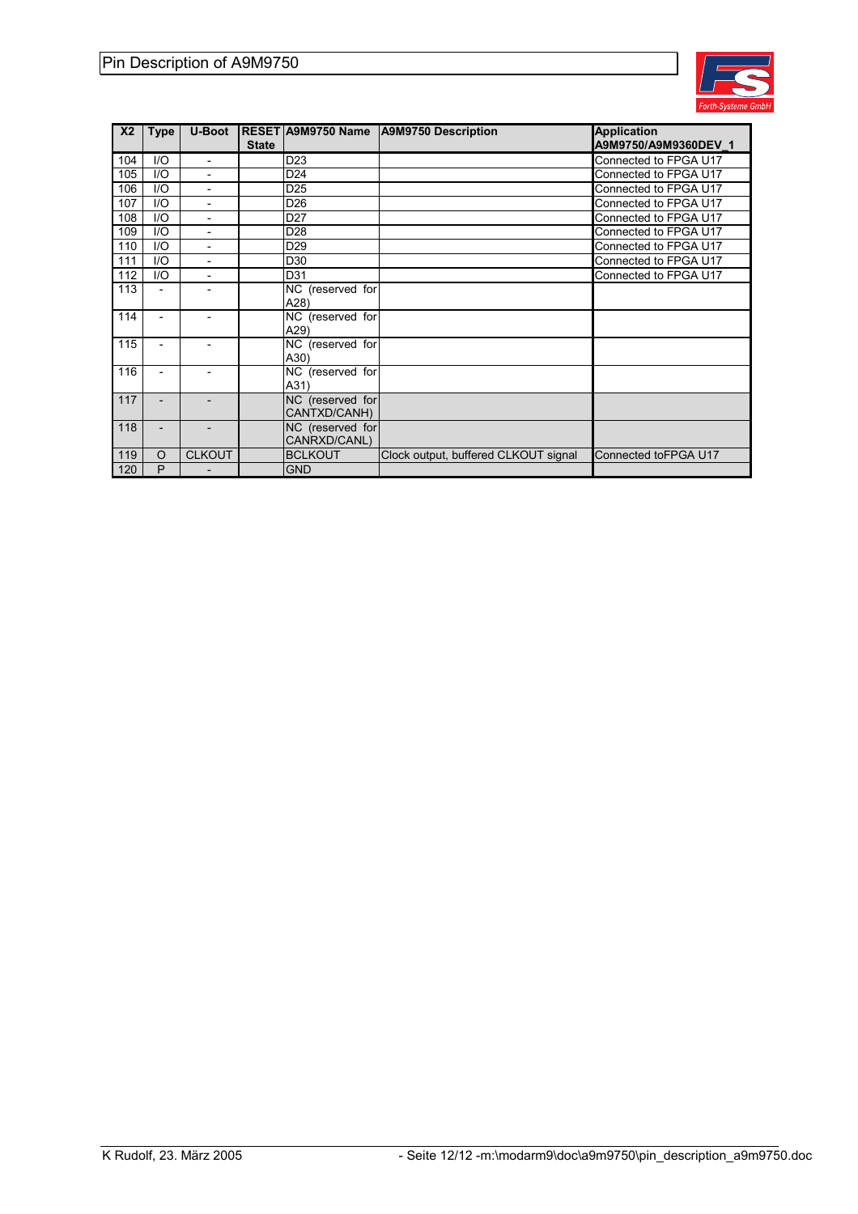| X2 | Type | U-Boot | RESET State | A9M9750 Name | A9M9750 Description | Application A9M9750/A9M9360DEV_1 |
|---|---|---|---|---|---|---|
| 104 | I/O | - | | D23 | | Connected to FPGA U17 |
| 105 | I/O | - | | D24 | | Connected to FPGA U17 |
| 106 | I/O | - | | D25 | | Connected to FPGA U17 |
| 107 | I/O | - | | D26 | | Connected to FPGA U17 |
| 108 | I/O | - | | D27 | | Connected to FPGA U17 |
| 109 | I/O | - | | D28 | | Connected to FPGA U17 |
| 110 | I/O | - | | D29 | | Connected to FPGA U17 |
| 111 | I/O | - | | D30 | | Connected to FPGA U17 |
| 112 | I/O | - | | D31 | | Connected to FPGA U17 |
| 113 | - | - | | NC (reserved for A28) | | |
| 114 | - | - | | NC (reserved for A29) | | |
| 115 | - | - | | NC (reserved for A30) | | |
| 116 | - | - | | NC (reserved for A31) | | |
| 117 | - | - | | NC (reserved for CANTXD/CANH) | | |
| 118 | - | - | | NC (reserved for CANRXD/CANL) | | |
| 119 | O | CLKOUT | | BCLKOUT | Clock output, buffered CLKOUT signal | Connected toFPGA U17 |
| 120 | P | - | | GND | | |